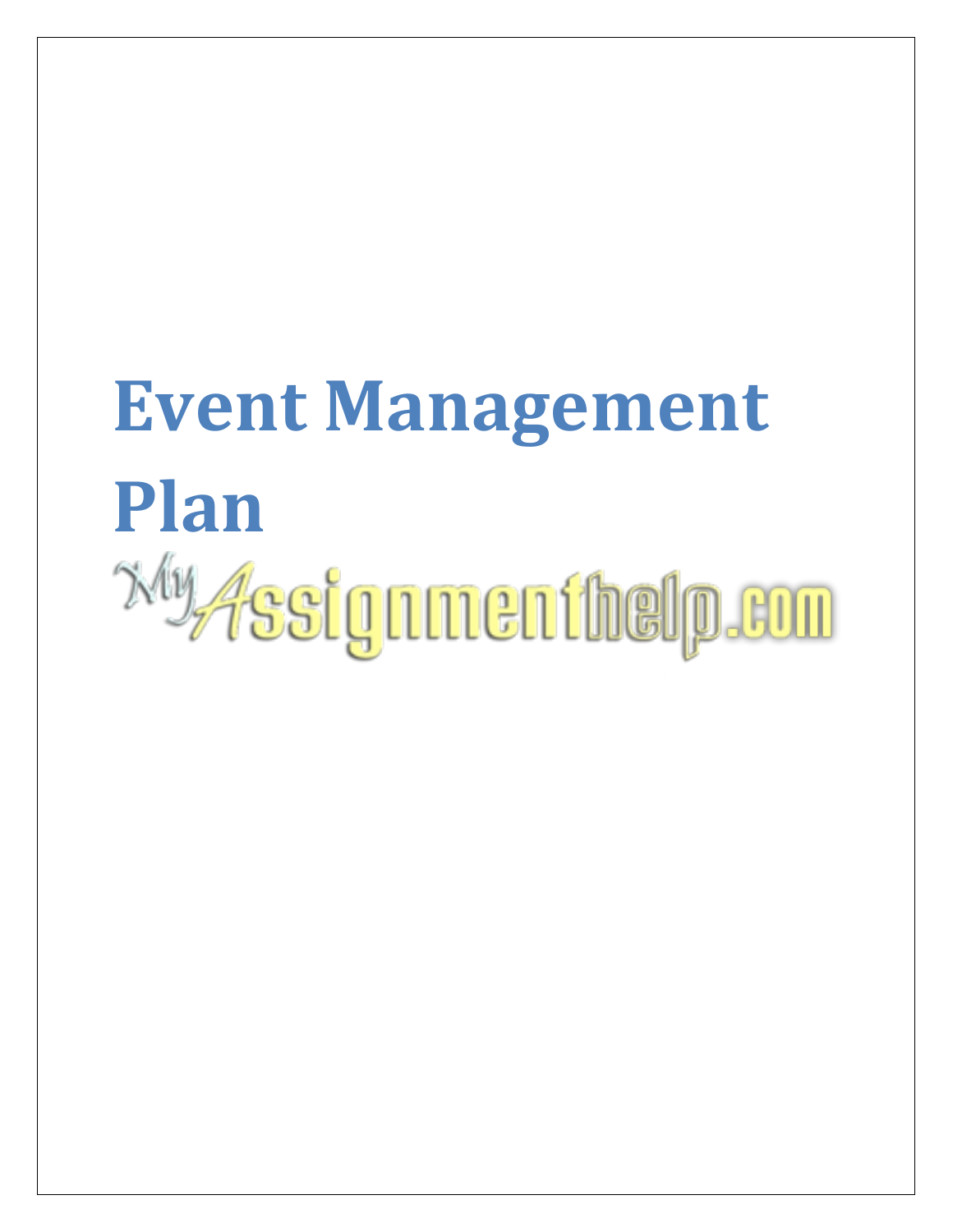# Event Management Plan

MyAssignmenthelp.com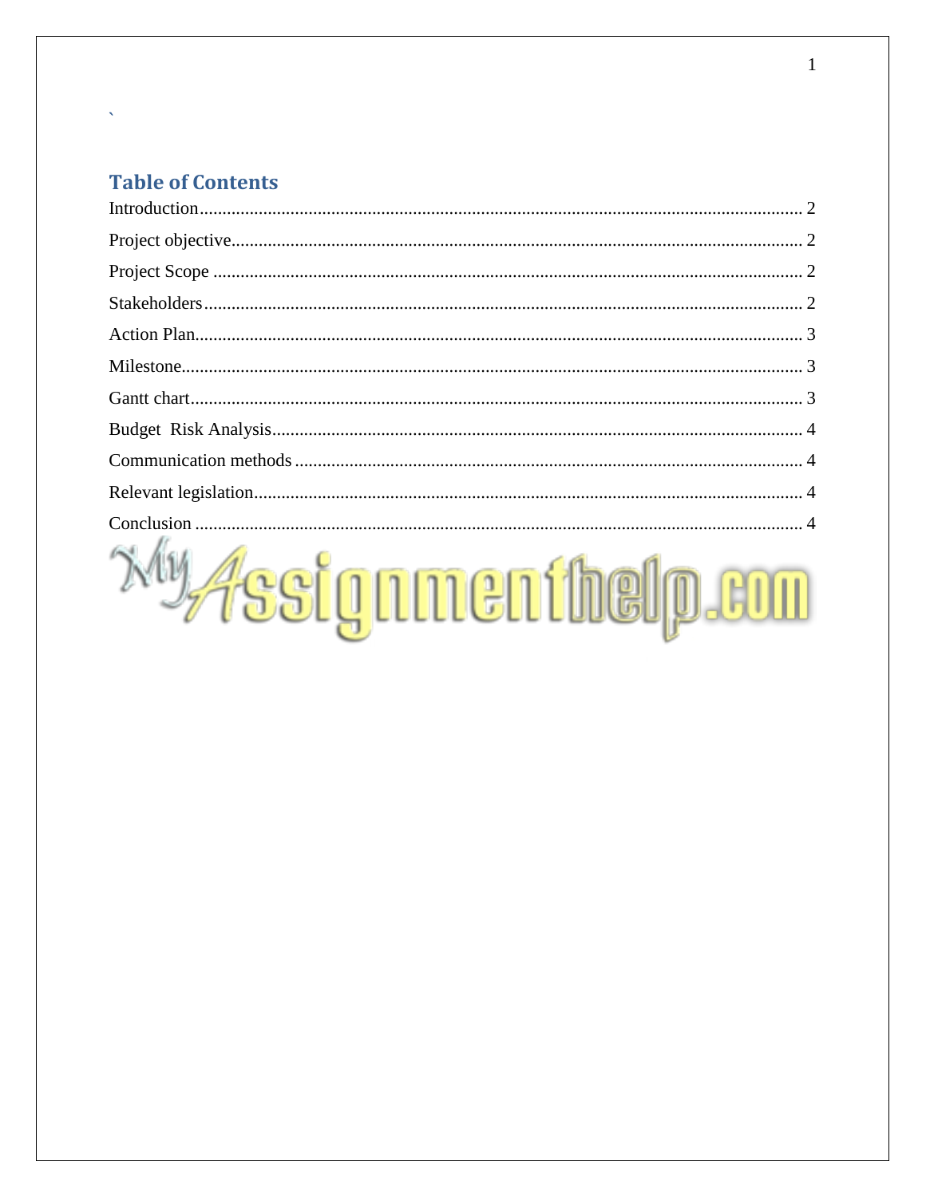`

## Table of Contents

Introduction.................................................................................................................................. 2

Project objective........................................................................................................................... 2

Project Scope ................................................................................................................................ 2

Stakeholders.................................................................................................................................. 2

Action Plan.................................................................................................................................... 3

Milestone....................................................................................................................................... 3

Gantt chart..................................................................................................................................... 3

Budget Risk Analysis.................................................................................................................... 4

Communication methods .............................................................................................................. 4

Relevant legislation....................................................................................................................... 4

Conclusion .................................................................................................................................... 4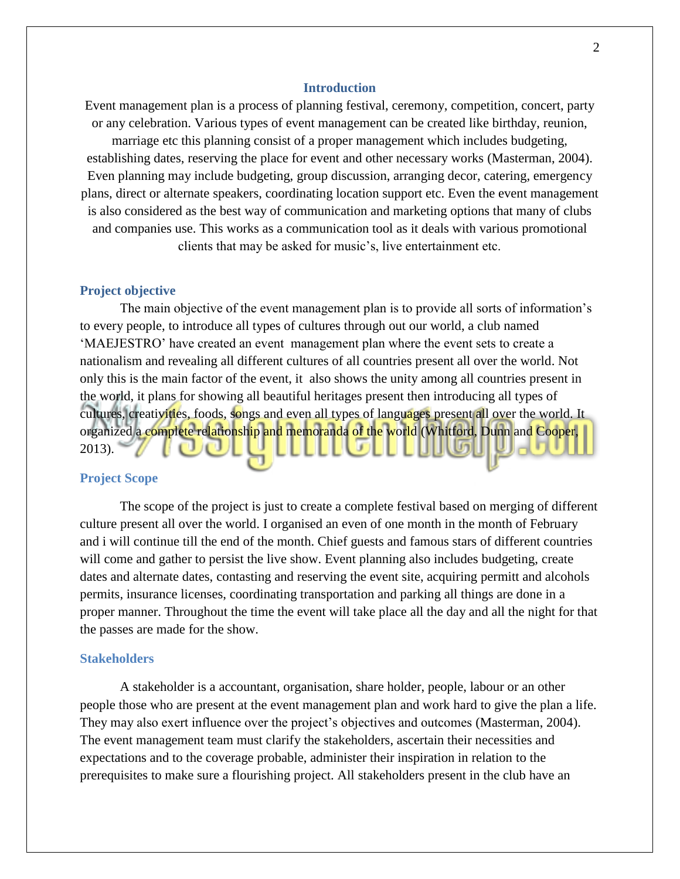## Introduction

Event management plan is a process of planning festival, ceremony, competition, concert, party or any celebration. Various types of event management can be created like birthday, reunion, marriage etc this planning consist of a proper management which includes budgeting, establishing dates, reserving the place for event and other necessary works (Masterman, 2004). Even planning may include budgeting, group discussion, arranging decor, catering, emergency plans, direct or alternate speakers, coordinating location support etc. Even the event management is also considered as the best way of communication and marketing options that many of clubs and companies use. This works as a communication tool as it deals with various promotional clients that may be asked for music's, live entertainment etc.

## Project objective

The main objective of the event management plan is to provide all sorts of information's to every people, to introduce all types of cultures through out our world, a club named 'MAEJESTRO' have created an event management plan where the event sets to create a nationalism and revealing all different cultures of all countries present all over the world. Not only this is the main factor of the event, it also shows the unity among all countries present in the world, it plans for showing all beautiful heritages present then introducing all types of cultures, creativities, foods, songs and even all types of languages present all over the world. It organized a complete relationship and memoranda of the world (Whitford, Dunn and Cooper, 2013).

## Project Scope

The scope of the project is just to create a complete festival based on merging of different culture present all over the world. I organised an even of one month in the month of February and i will continue till the end of the month. Chief guests and famous stars of different countries will come and gather to persist the live show. Event planning also includes budgeting, create dates and alternate dates, contasting and reserving the event site, acquiring permitt and alcohols permits, insurance licenses, coordinating transportation and parking all things are done in a proper manner. Throughout the time the event will take place all the day and all the night for that the passes are made for the show.

## Stakeholders

A stakeholder is a accountant, organisation, share holder, people, labour or an other people those who are present at the event management plan and work hard to give the plan a life. They may also exert influence over the project's objectives and outcomes (Masterman, 2004). The event management team must clarify the stakeholders, ascertain their necessities and expectations and to the coverage probable, administer their inspiration in relation to the prerequisites to make sure a flourishing project. All stakeholders present in the club have an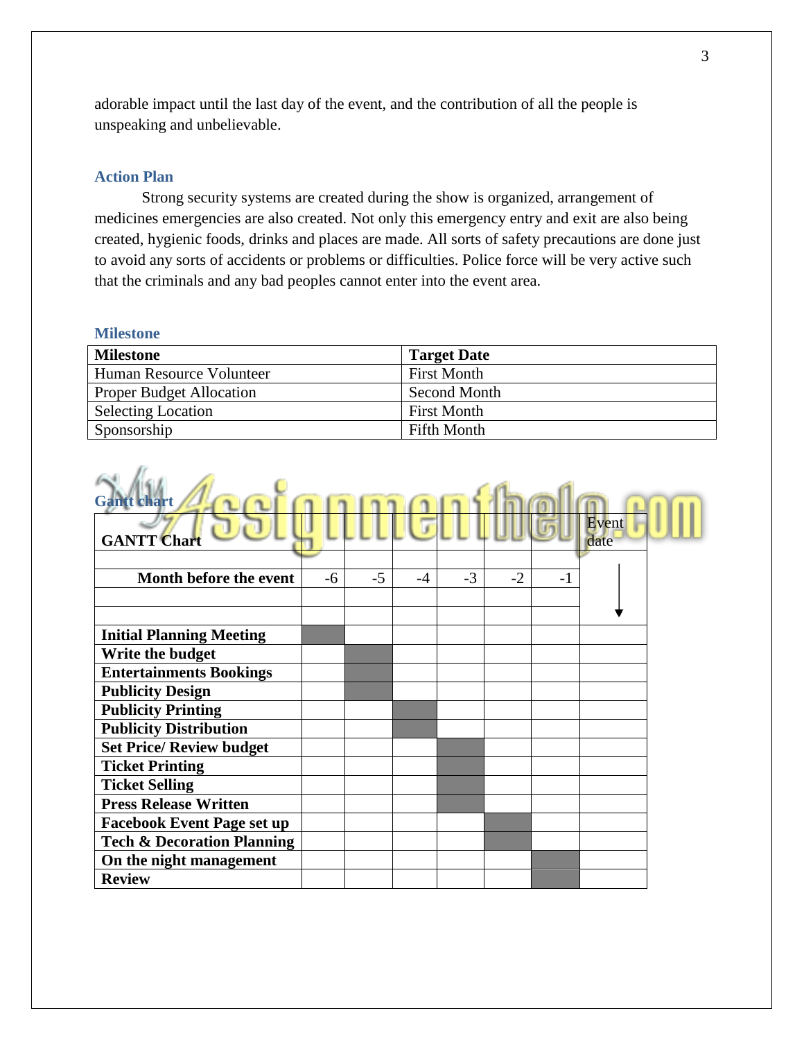adorable impact until the last day of the event, and the contribution of all the people is unspeaking and unbelievable.

## Action Plan

Strong security systems are created during the show is organized, arrangement of medicines emergencies are also created. Not only this emergency entry and exit are also being created, hygienic foods, drinks and places are made. All sorts of safety precautions are done just to avoid any sorts of accidents or problems or difficulties. Police force will be very active such that the criminals and any bad peoples cannot enter into the event area.

## Milestone

| Milestone | Target Date |
|---|---|
| Human Resource Volunteer | First Month |
| Proper Budget Allocation | Second Month |
| Selecting Location | First Month |
| Sponsorship | Fifth Month |

## Gantt chart

| GANTT Chart | | | | | | | Event date |
|---|---|---|---|---|---|---|---|
| | | | | | | | |
| **Month before the event** | -6 | -5 | -4 | -3 | -2 | -1 | ↓ |
| **Initial Planning Meeting** | ■ | | | | | | |
| **Write the budget** | | ■ | | | | | |
| **Entertainments Bookings** | | ■ | | | | | |
| **Publicity Design** | | ■ | | | | | |
| **Publicity Printing** | | | ■ | | | | |
| **Publicity Distribution** | | | ■ | | | | |
| **Set Price/ Review budget** | | | | ■ | | | |
| **Ticket Printing** | | | | ■ | | | |
| **Ticket Selling** | | | | ■ | | | |
| **Press Release Written** | | | | ■ | | | |
| **Facebook Event Page set up** | | | | | ■ | | |
| **Tech & Decoration Planning** | | | | | ■ | | |
| **On the night management** | | | | | | ■ | |
| **Review** | | | | | | ■ | |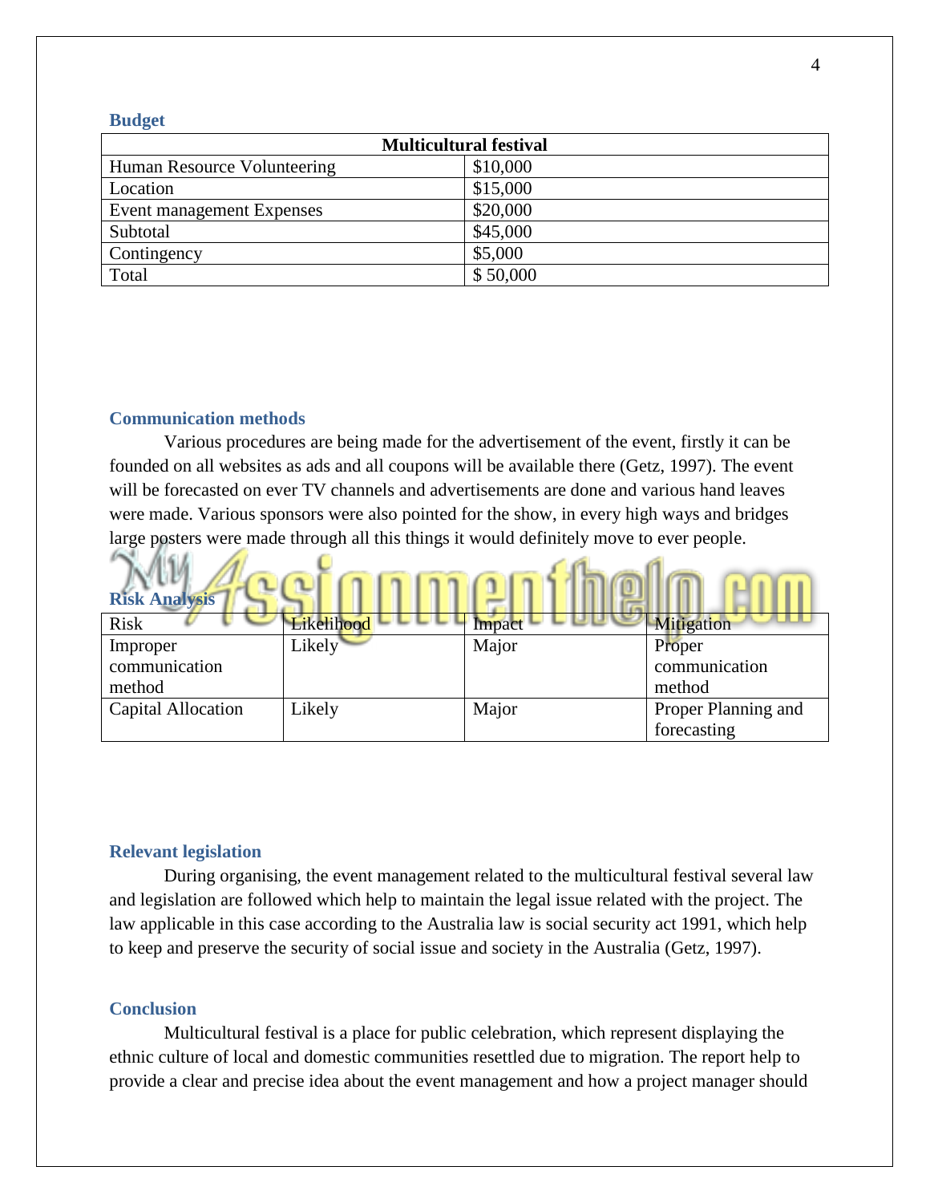### Budget

| Multicultural festival | |
|---|---|
| Human Resource Volunteering | $10,000 |
| Location | $15,000 |
| Event management Expenses | $20,000 |
| Subtotal | $45,000 |
| Contingency | $5,000 |
| Total | $ 50,000 |

### Communication methods

Various procedures are being made for the advertisement of the event, firstly it can be founded on all websites as ads and all coupons will be available there (Getz, 1997). The event will be forecasted on ever TV channels and advertisements are done and various hand leaves were made. Various sponsors were also pointed for the show, in every high ways and bridges large posters were made through all this things it would definitely move to ever people.

### Risk Analysis

| Risk | Likelihood | Impact | Mitigation |
|---|---|---|---|
| Improper communication method | Likely | Major | Proper communication method |
| Capital Allocation | Likely | Major | Proper Planning and forecasting |

### Relevant legislation

During organising, the event management related to the multicultural festival several law and legislation are followed which help to maintain the legal issue related with the project. The law applicable in this case according to the Australia law is social security act 1991, which help to keep and preserve the security of social issue and society in the Australia (Getz, 1997).

### Conclusion

Multicultural festival is a place for public celebration, which represent displaying the ethnic culture of local and domestic communities resettled due to migration. The report help to provide a clear and precise idea about the event management and how a project manager should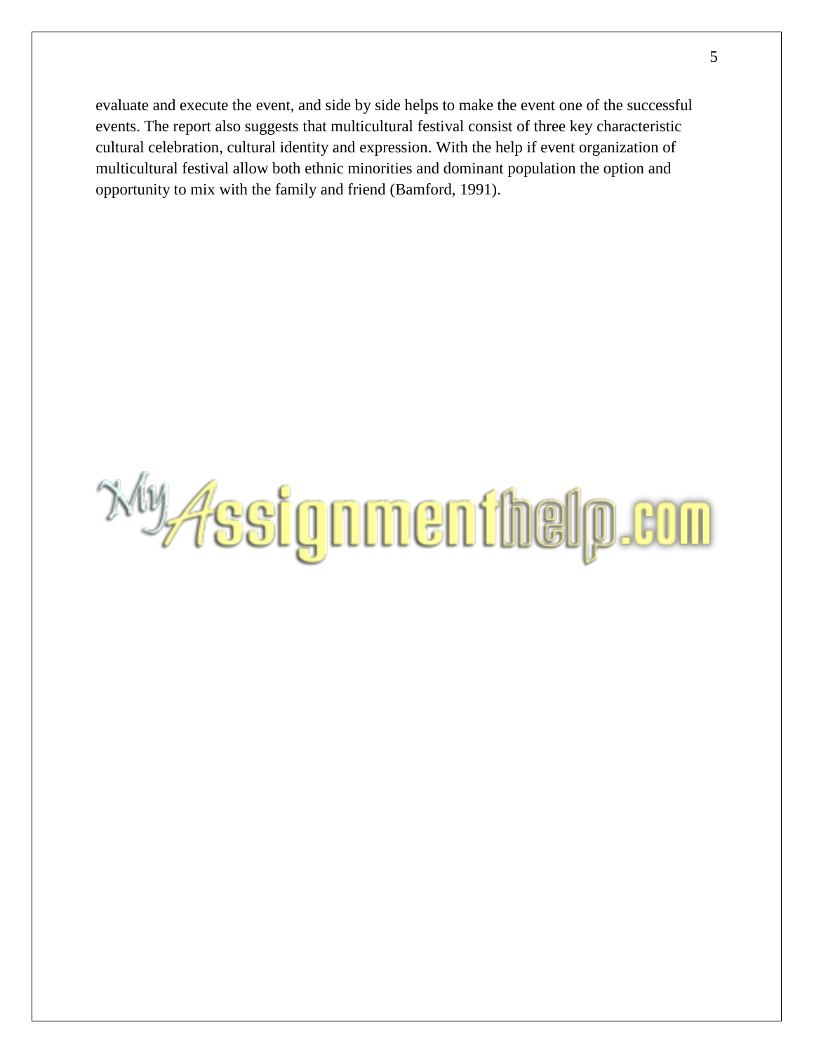evaluate and execute the event, and side by side helps to make the event one of the successful events. The report also suggests that multicultural festival consist of three key characteristic cultural celebration, cultural identity and expression. With the help if event organization of multicultural festival allow both ethnic minorities and dominant population the option and opportunity to mix with the family and friend (Bamford, 1991).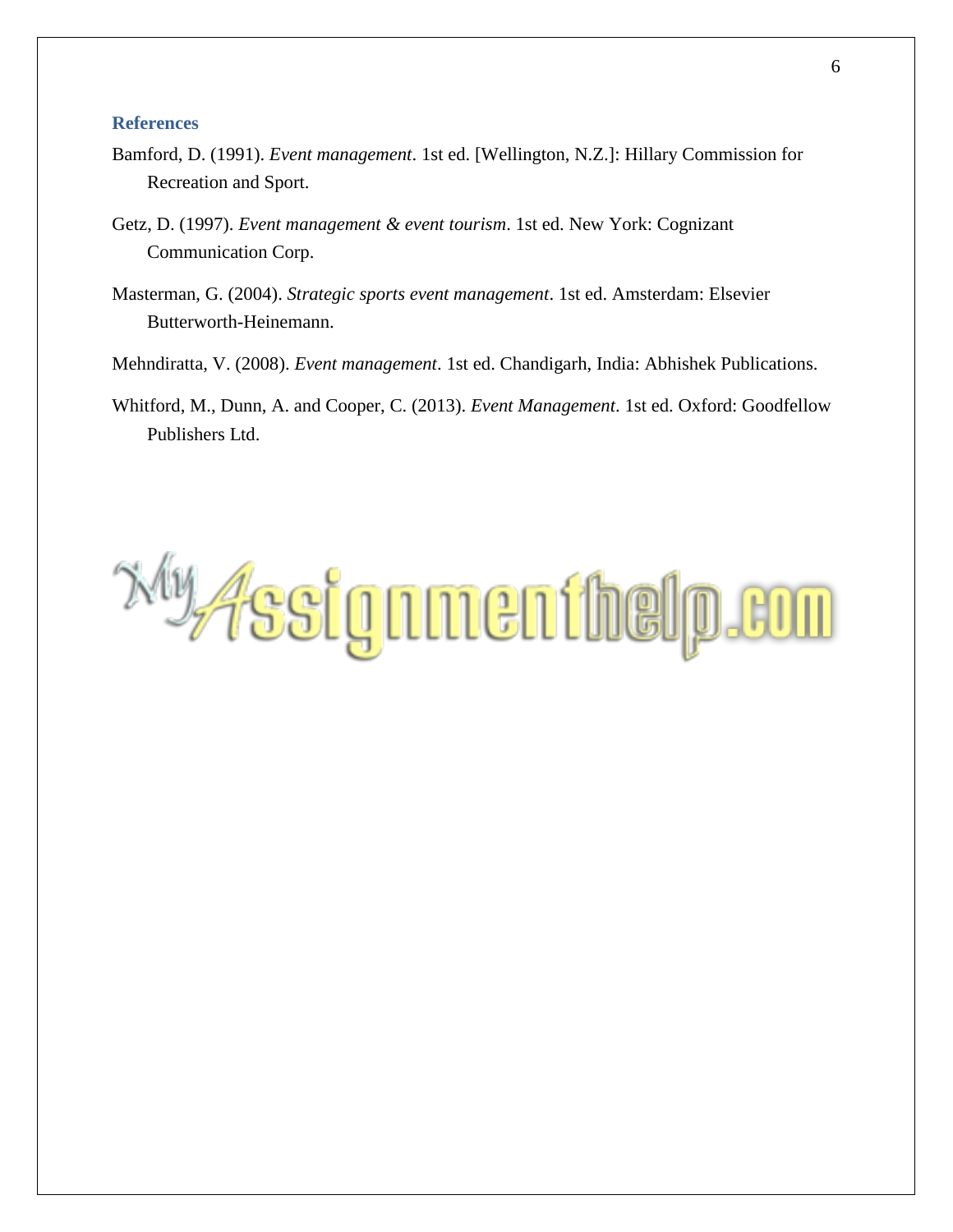## References

Bamford, D. (1991). *Event management*. 1st ed. [Wellington, N.Z.]: Hillary Commission for Recreation and Sport.

Getz, D. (1997). *Event management & event tourism*. 1st ed. New York: Cognizant Communication Corp.

Masterman, G. (2004). *Strategic sports event management*. 1st ed. Amsterdam: Elsevier Butterworth-Heinemann.

Mehndiratta, V. (2008). *Event management*. 1st ed. Chandigarh, India: Abhishek Publications.

Whitford, M., Dunn, A. and Cooper, C. (2013). *Event Management*. 1st ed. Oxford: Goodfellow Publishers Ltd.